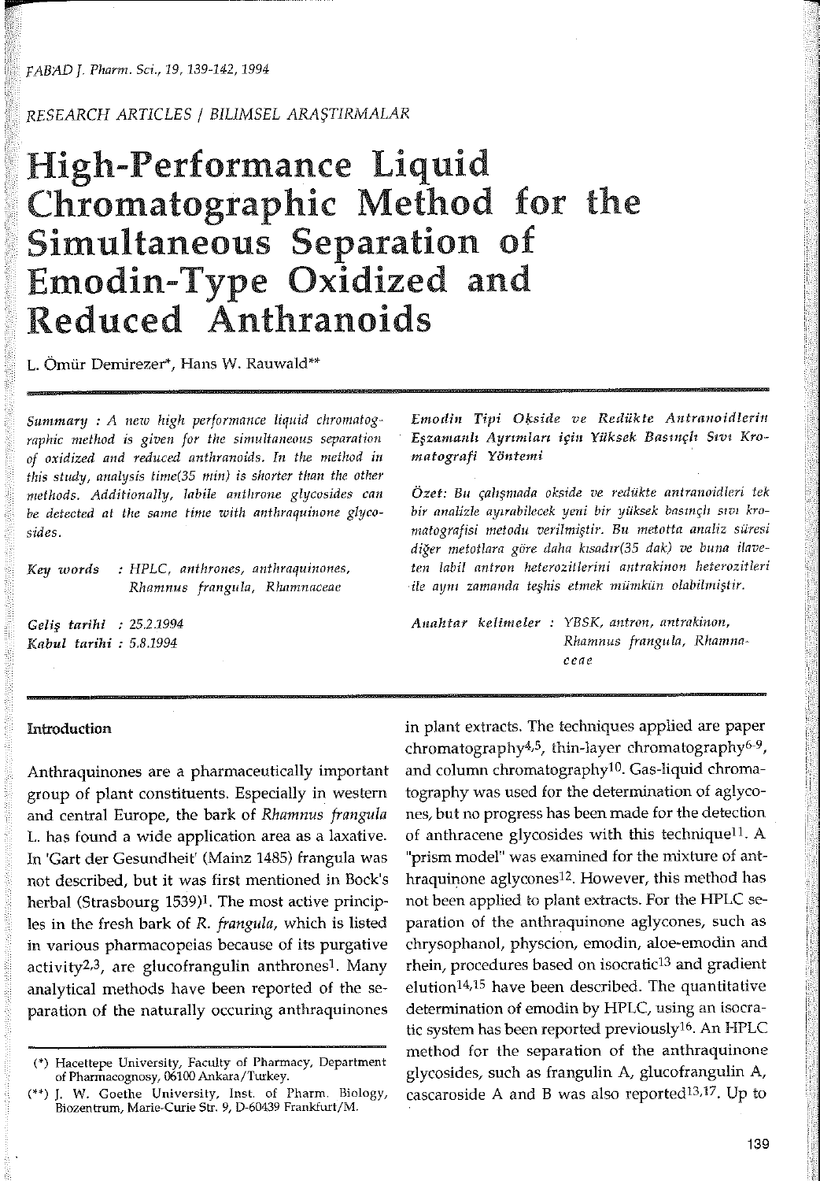RESEARCH ARTICLES / BILIMSEL ARAŞTIRMALAR

# High-Performance Liquid Chromatographic Method for the Simultaneous Separation of Emodin-Type Oxidized and Reduced Anthranoids

L. Ömür Demirezer*, Hans W. Rauwald**

*Summary : A new high performance liquid chromatographic method is given for the simultaneous separation of oxidized and reduced anthranoids. In the method in this study, analysis time(35 min) is shorter than the other methods. Additionally, labile anthrone glycosides can be detected at the same time with anthraquinone glycosides.*

*Key words* : *HPLC, anthrones, anthraquinones, Rhamnus frangula, Rhamnaceae*

*Geliş tarihi* : *25.2.1994*
*Kabul tarihi* : *5.8.1994*

***Emodin Tipi Okside ve Redükte Antranoidlerin Eşzamanlı Ayrımları için Yüksek Basınçlı Sıvı Kromatografi Yöntemi***

*Özet: Bu çalışmada okside ve redükte antranoidleri tek bir analizle ayırabilecek yeni bir yüksek basınçlı sıvı kromatografisi metodu verilmiştir. Bu metotta analiz süresi diğer metotlara göre daha kısadır(35 dak) ve buna ilaveten labil antron heterozitlerini antrakinon heterozitleri ile aynı zamanda teşhis etmek mümkün olabilmiştir.*

*Anahtar kelimeler* : *YBSK, antron, antrakinon, Rhamnus frangula, Rhamnaceae*

## Introduction

Anthraquinones are a pharmaceutically important group of plant constituents. Especially in western and central Europe, the bark of *Rhamnus frangula* L. has found a wide application area as a laxative. In 'Gart der Gesundheit' (Mainz 1485) frangula was not described, but it was first mentioned in Bock's herbal (Strasbourg 1539)[1]. The most active principles in the fresh bark of *R. frangula*, which is listed in various pharmacopeias because of its purgative activity[2,3], are glucofrangulin anthrones[1]. Many analytical methods have been reported of the separation of the naturally occuring anthraquinones in plant extracts. The techniques applied are paper chromatography[4,5], thin-layer chromatography[6-9], and column chromatography[10]. Gas-liquid chromatography was used for the determination of aglycones, but no progress has been made for the detection of anthracene glycosides with this technique[11]. A "prism model" was examined for the mixture of anthraquinone aglycones[12]. However, this method has not been applied to plant extracts. For the HPLC separation of the anthraquinone aglycones, such as chrysophanol, physcion, emodin, aloe-emodin and rhein, procedures based on isocratic[13] and gradient elution[14,15] have been described. The quantitative determination of emodin by HPLC, using an isocratic system has been reported previously[16]. An HPLC method for the separation of the anthraquinone glycosides, such as frangulin A, glucofrangulin A, cascaroside A and B was also reported[13,17]. Up to

(*) Hacettepe University, Faculty of Pharmacy, Department of Pharmacognosy, 06100 Ankara/Turkey.

(**) J. W. Goethe University, Inst. of Pharm. Biology, Biozentrum, Marie-Curie Str. 9, D-60439 Frankfurt/M.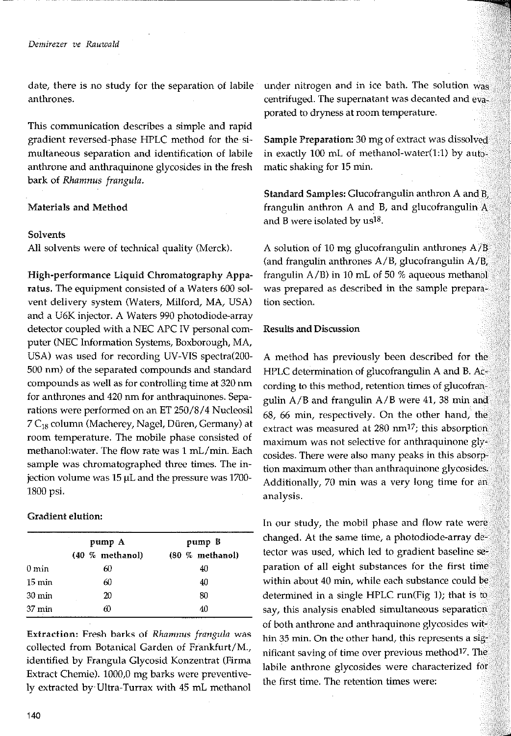date, there is no study for the separation of labile anthrones.

This communication describes a simple and rapid gradient reversed-phase HPLC method for the simultaneous separation and identification of labile anthrone and anthraquinone glycosides in the fresh bark of *Rhamnus frangula*.

## Materials and Method

### Solvents

All solvents were of technical quality (Merck).

**High-performance Liquid Chromatography Apparatus.** The equipment consisted of a Waters 600 solvent delivery system (Waters, Milford, MA, USA) and a U6K injector. A Waters 990 photodiode-array detector coupled with a NEC APC IV personal computer (NEC Information Systems, Boxborough, MA, USA) was used for recording UV-VIS spectra(200-500 nm) of the separated compounds and standard compounds as well as for controlling time at 320 nm for anthrones and 420 nm for anthraquinones. Separations were performed on an ET 250/8/4 Nucleosil 7 $C_{18}$ column (Macherey, Nagel, Düren, Germany) at room temperature. The mobile phase consisted of methanol:water. The flow rate was 1 mL/min. Each sample was chromatographed three times. The injection volume was 15 µL and the pressure was 1700-1800 psi.

**Gradient elution:**

| | pump A (40 % methanol) | pump B (80 % methanol) |
|---|---|---|
| 0 min | 60 | 40 |
| 15 min | 60 | 40 |
| 30 min | 20 | 80 |
| 37 min | 60 | 40 |

**Extraction:** Fresh barks of *Rhamnus frangula* was collected from Botanical Garden of Frankfurt/M., identified by Frangula Glycosid Konzentrat (Firma Extract Chemie). 1000,0 mg barks were preventively extracted by Ultra-Turrax with 45 mL methanol under nitrogen and in ice bath. The solution was centrifuged. The supernatant was decanted and evaporated to dryness at room temperature.

**Sample Preparation:** 30 mg of extract was dissolved in exactly 100 mL of methanol-water(1:1) by automatic shaking for 15 min.

**Standard Samples:** Glucofrangulin anthron A and B, frangulin anthron A and B, and glucofrangulin A and B were isolated by us[18].

A solution of 10 mg glucofrangulin anthrones A/B (and frangulin anthrones A/B, glucofrangulin A/B, frangulin A/B) in 10 mL of 50 % aqueous methanol was prepared as described in the sample preparation section.

## Results and Discussion

A method has previously been described for the HPLC determination of glucofrangulin A and B. According to this method, retention times of glucofrangulin A/B and frangulin A/B were 41, 38 min and 68, 66 min, respectively. On the other hand, the extract was measured at 280 nm[17]; this absorption maximum was not selective for anthraquinone glycosides. There were also many peaks in this absorption maximum other than anthraquinone glycosides. Additionally, 70 min was a very long time for an analysis.

In our study, the mobil phase and flow rate were changed. At the same time, a photodiode-array detector was used, which led to gradient baseline separation of all eight substances for the first time within about 40 min, while each substance could be determined in a single HPLC run(Fig 1); that is to say, this analysis enabled simultaneous separation of both anthrone and anthraquinone glycosides within 35 min. On the other hand, this represents a significant saving of time over previous method[17]. The labile anthrone glycosides were characterized for the first time. The retention times were: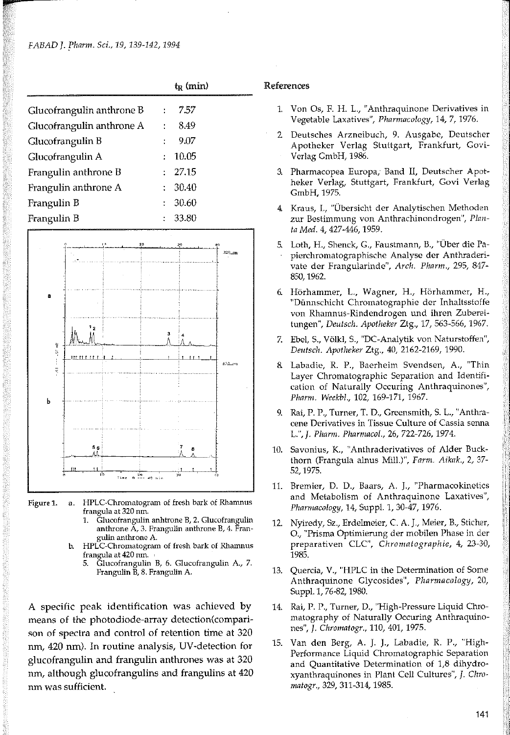| | $t_R$ (min) |
|---|---|
| Glucofrangulin anthrone B | : 7.57 |
| Glucofrangulin anthrone A | : 8.49 |
| Glucofrangulin B | : 9.07 |
| Glucofrangulin A | : 10.05 |
| Frangulin anthrone B | : 27.15 |
| Frangulin anthrone A | : 30.40 |
| Frangulin B | : 30.60 |
| Frangulin B | : 33.80 |

Figure 1. a. HPLC-Chromatogram of fresh bark of Rhamnus frangula at 320 nm.
1. Glucofrangulin anhtrone B, 2. Glucofrangulin anthrone A, 3. Frangulin anthrone B, 4. Frangulin anthrone A.

b. HPLC-Chromatogram of fresh bark of Rhamnus frangula at 420 nm.
5. Glucofrangulin B, 6. Glucofrangulin A., 7. Frangulin B, 8. Frangulin A.

A specific peak identification was achieved by means of the photodiode-array detection(comparison of spectra and control of retention time at 320 nm, 420 nm). In routine analysis, UV-detection for glucofrangulin and frangulin anthrones was at 320 nm, although glucofrangulins and frangulins at 420 nm was sufficient.

## References

1. Von Os, F. H. L., "Anthraquinone Derivatives in Vegetable Laxatives", *Pharmacology*, 14, 7, 1976.
2. Deutsches Arzneibuch, 9. Ausgabe, Deutscher Apotheker Verlag Stuttgart, Frankfurt, Govi-Verlag GmbH, 1986.
3. Pharmacopea Europa, Band II, Deutscher Apotheker Verlag, Stuttgart, Frankfurt, Govi Verlag GmbH, 1975.
4. Kraus, L., "Übersicht der Analytischen Methoden zur Bestimmung von Anthrachinondrogen", *Planta Med.* 4, 427-446, 1959.
5. Loth, H., Shenck, G., Faustmann, B., "Über die Papierchromatographische Analyse der Anthraderivate der Frangularinde", *Arch. Pharm.*, 295, 847-850, 1962.
6. Hörhammer, L., Wagner, H., Hörhammer, H., "Dünnschicht Chromatographie der Inhaltsstoffe von Rhamnus-Rindendrogen und ihren Zubereitungen", *Deutsch. Apotheker* Ztg., 17, 563-566, 1967.
7. Ebel, S., Völkl, S., "DC-Analytik von Naturstoffen", *Deutsch. Apotheker* Ztg., 40, 2162-2169, 1990.
8. Labadie, R. P., Baerheim Svendsen, A., "Thin Layer Chromatographic Separation and Identification of Naturally Occuring Anthraquinones", *Pharm. Weekbl.*, 102, 169-171, 1967.
9. Rai, P. P., Turner, T. D., Greensmith, S. L., "Anthracene Derivatives in Tissue Culture of Cassia senna L.", *J. Pharm. Pharmacol.*, 26, 722-726, 1974.
10. Savonius, K., "Anthraderivatives of Alder Buckthorn (Frangula alnus Mill.)", *Farm. Aikak.*, 2, 37-52, 1975.
11. Bremier, D. D., Baars, A. J., "Pharmacokinetics and Metabolism of Anthraquinone Laxatives", *Pharmacology*, 14, Suppl. 1, 30-47, 1976.
12. Nyiredy, Sz., Erdelmeier, C. A. J., Meier, B., Sticher, O., "Prisma Optimierung der mobilen Phase in der preparativen CLC", *Chromatographie*, 4, 23-30, 1985.
13. Quercia, V., "HPLC in the Determination of Some Anthraquinone Glycosides", *Pharmacology*, 20, Suppl. 1, 76-82, 1980.
14. Rai, P. P., Turner, D., "High-Pressure Liquid Chromatography of Naturally Occuring Anthraquinones", *J. Chromatogr.*, 110, 401, 1975.
15. Van den Berg, A. J. J., Labadie, R. P., "High-Performance Liquid Chromatographic Separation and Quantitative Determination of 1,8 dihydroxyanthraquinones in Plant Cell Cultures", *J. Chromatogr.*, 329, 311-314, 1985.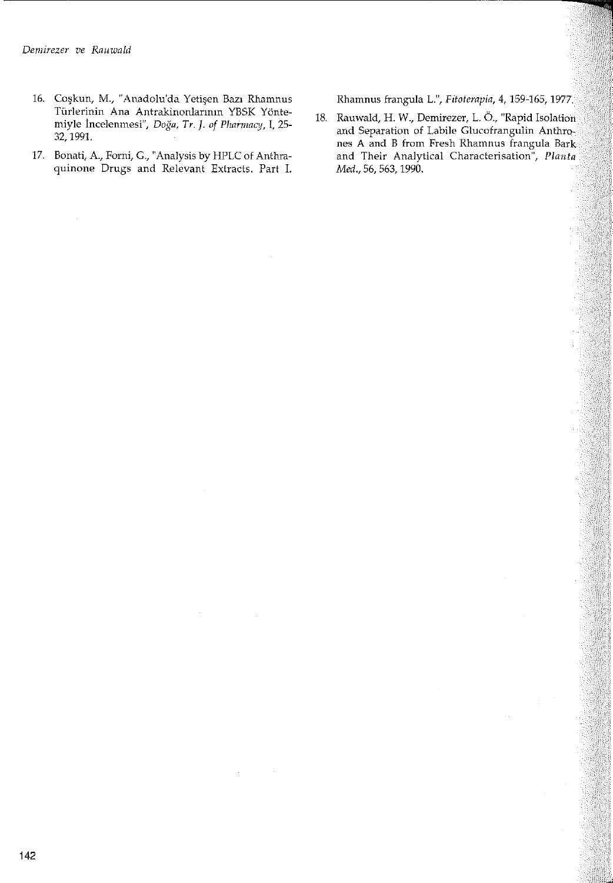16. Coşkun, M., "Anadolu'da Yetişen Bazı Rhamnus Türlerinin Ana Antrakinonlarının YBSK Yöntemiyle İncelenmesi", *Doğa, Tr. J. of Pharmacy*, I, 25-32, 1991.

17. Bonati, A., Forni, G., "Analysis by HPLC of Anthraquinone Drugs and Relevant Extracts. Part I. Rhamnus frangula L.", *Fitoterapia*, 4, 159-165, 1977.

18. Rauwald, H. W., Demirezer, L. Ö., "Rapid Isolation and Separation of Labile Glucofrangulin Anthrones A and B from Fresh Rhamnus frangula Bark and Their Analytical Characterisation", *Planta Med.*, 56, 563, 1990.